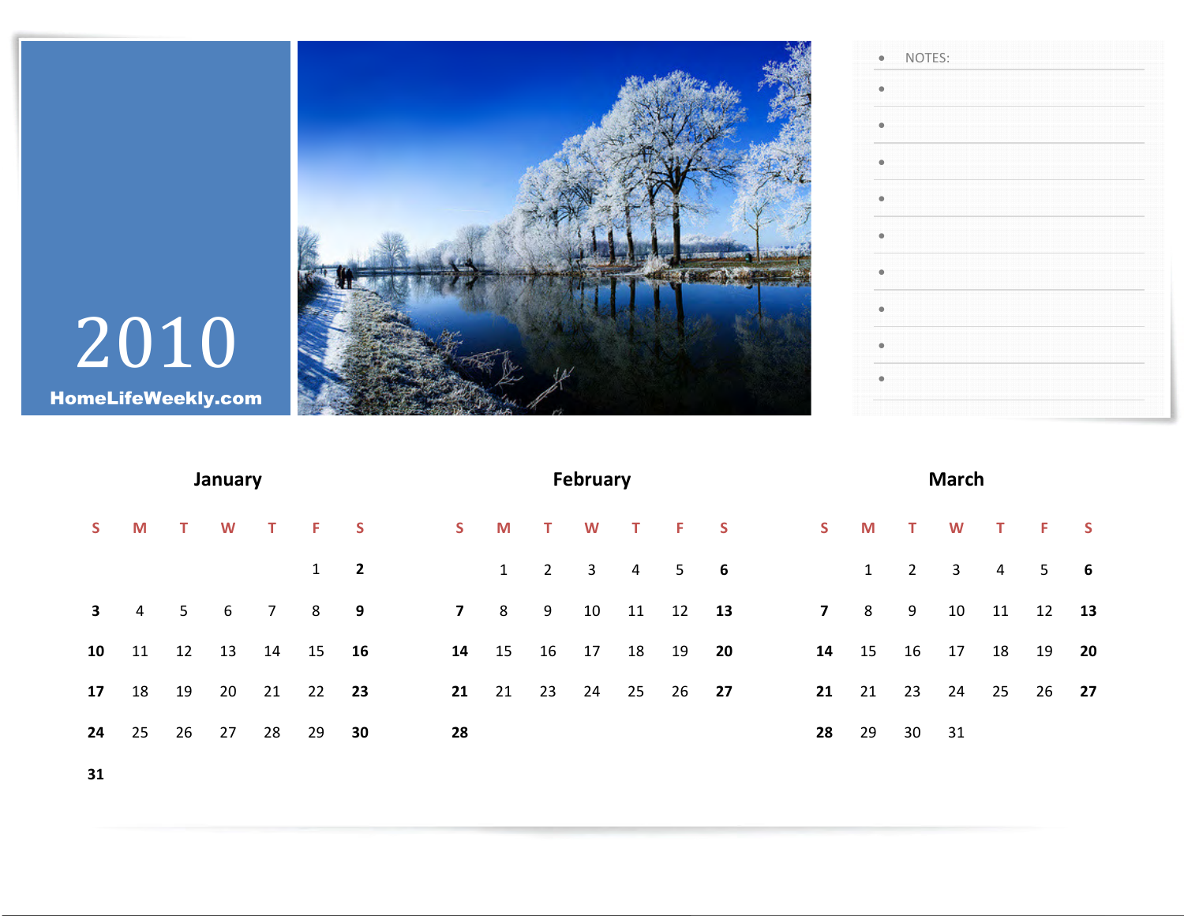# 2010

**HomeLifeWeekly.com**

- NOTES:

## January

| S | M | T | W | T | F | S |
|---|---|---|---|---|---|---|
| | | | | | 1 | **2** |
| **3** | 4 | 5 | 6 | 7 | 8 | **9** |
| **10** | 11 | 12 | 13 | 14 | 15 | **16** |
| **17** | 18 | 19 | 20 | 21 | 22 | **23** |
| **24** | 25 | 26 | 27 | 28 | 29 | **30** |
| **31** | | | | | | |

## February

| S | M | T | W | T | F | S |
|---|---|---|---|---|---|---|
| | 1 | 2 | 3 | 4 | 5 | **6** |
| **7** | 8 | 9 | 10 | 11 | 12 | **13** |
| **14** | 15 | 16 | 17 | 18 | 19 | **20** |
| **21** | 21 | 23 | 24 | 25 | 26 | **27** |
| **28** | | | | | | |

## March

| S | M | T | W | T | F | S |
|---|---|---|---|---|---|---|
| | 1 | 2 | 3 | 4 | 5 | **6** |
| **7** | 8 | 9 | 10 | 11 | 12 | **13** |
| **14** | 15 | 16 | 17 | 18 | 19 | **20** |
| **21** | 21 | 23 | 24 | 25 | 26 | **27** |
| **28** | 29 | 30 | 31 | | | |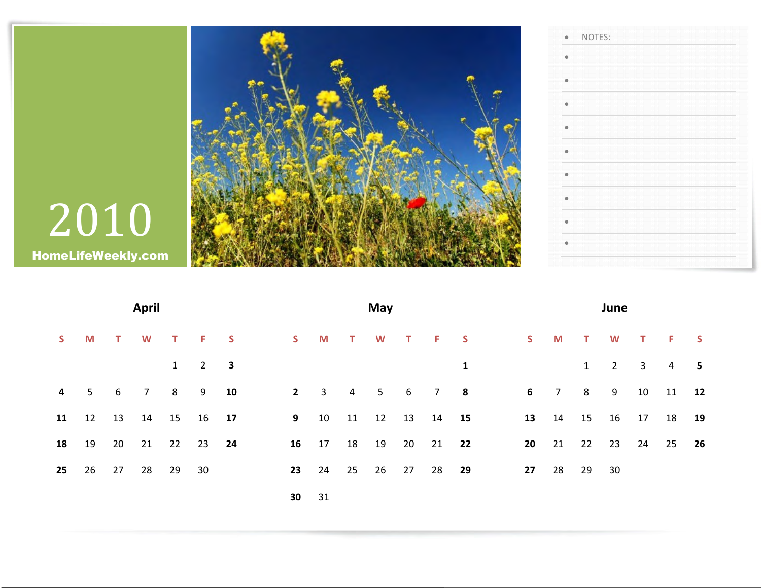# 2010

**HomeLifeWeekly.com**

- NOTES:

## April

| S | M | T | W | T | F | S |
|---|---|---|---|---|---|---|
| | | | | 1 | 2 | **3** |
| **4** | 5 | 6 | 7 | 8 | 9 | **10** |
| **11** | 12 | 13 | 14 | 15 | 16 | **17** |
| **18** | 19 | 20 | 21 | 22 | 23 | **24** |
| **25** | 26 | 27 | 28 | 29 | 30 | |

## May

| S | M | T | W | T | F | S |
|---|---|---|---|---|---|---|
| | | | | | | **1** |
| **2** | 3 | 4 | 5 | 6 | 7 | **8** |
| **9** | 10 | 11 | 12 | 13 | 14 | **15** |
| **16** | 17 | 18 | 19 | 20 | 21 | **22** |
| **23** | 24 | 25 | 26 | 27 | 28 | **29** |
| **30** | 31 | | | | | |

## June

| S | M | T | W | T | F | S |
|---|---|---|---|---|---|---|
| | | 1 | 2 | 3 | 4 | **5** |
| **6** | 7 | 8 | 9 | 10 | 11 | **12** |
| **13** | 14 | 15 | 16 | 17 | 18 | **19** |
| **20** | 21 | 22 | 23 | 24 | 25 | **26** |
| **27** | 28 | 29 | 30 | | | |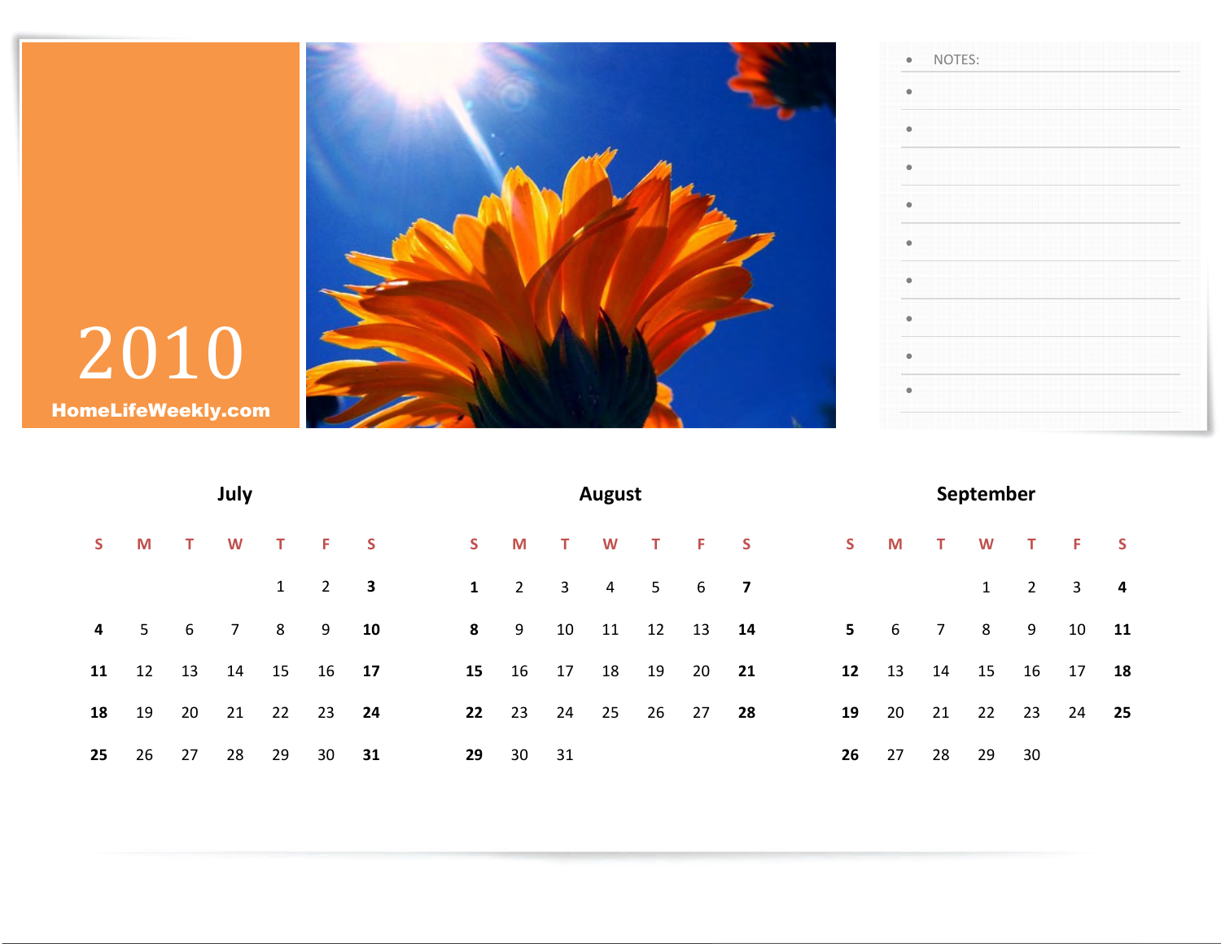# 2010

**HomeLifeWeekly.com**

- NOTES:

## July

| S | M | T | W | T | F | S |
|---|---|---|---|---|---|---|
| | | | | 1 | 2 | **3** |
| **4** | 5 | 6 | 7 | 8 | 9 | **10** |
| **11** | 12 | 13 | 14 | 15 | 16 | **17** |
| **18** | 19 | 20 | 21 | 22 | 23 | **24** |
| **25** | 26 | 27 | 28 | 29 | 30 | **31** |

## August

| S | M | T | W | T | F | S |
|---|---|---|---|---|---|---|
| **1** | 2 | 3 | 4 | 5 | 6 | **7** |
| **8** | 9 | 10 | 11 | 12 | 13 | **14** |
| **15** | 16 | 17 | 18 | 19 | 20 | **21** |
| **22** | 23 | 24 | 25 | 26 | 27 | **28** |
| **29** | 30 | 31 | | | | |

## September

| S | M | T | W | T | F | S |
|---|---|---|---|---|---|---|
| | | | 1 | 2 | 3 | **4** |
| **5** | 6 | 7 | 8 | 9 | 10 | **11** |
| **12** | 13 | 14 | 15 | 16 | 17 | **18** |
| **19** | 20 | 21 | 22 | 23 | 24 | **25** |
| **26** | 27 | 28 | 29 | 30 | | |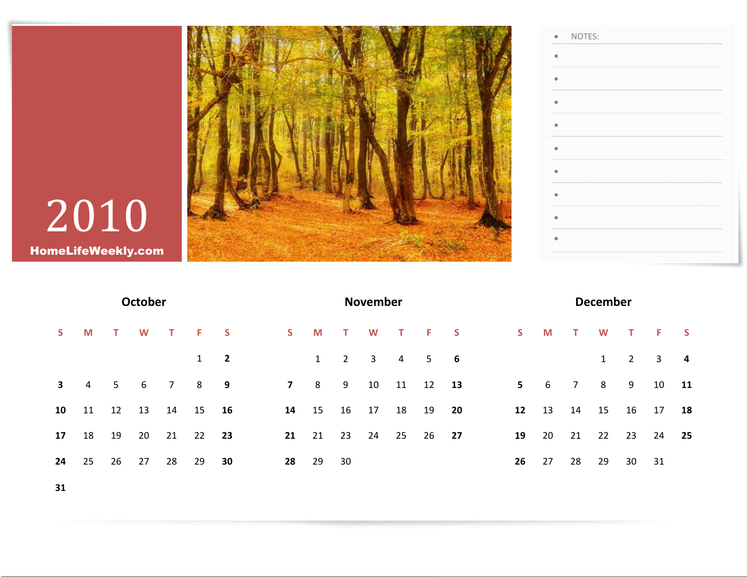# 2010

**HomeLifeWeekly.com**

- NOTES:

## October

| S | M | T | W | T | F | S |
|---|---|---|---|---|---|---|
| | | | | | 1 | **2** |
| **3** | 4 | 5 | 6 | 7 | 8 | **9** |
| **10** | 11 | 12 | 13 | 14 | 15 | **16** |
| **17** | 18 | 19 | 20 | 21 | 22 | **23** |
| **24** | 25 | 26 | 27 | 28 | 29 | **30** |
| **31** | | | | | | |

## November

| S | M | T | W | T | F | S |
|---|---|---|---|---|---|---|
| | 1 | 2 | 3 | 4 | 5 | **6** |
| **7** | 8 | 9 | 10 | 11 | 12 | **13** |
| **14** | 15 | 16 | 17 | 18 | 19 | **20** |
| **21** | 21 | 23 | 24 | 25 | 26 | **27** |
| **28** | 29 | 30 | | | | |

## December

| S | M | T | W | T | F | S |
|---|---|---|---|---|---|---|
| | | | 1 | 2 | 3 | **4** |
| **5** | 6 | 7 | 8 | 9 | 10 | **11** |
| **12** | 13 | 14 | 15 | 16 | 17 | **18** |
| **19** | 20 | 21 | 22 | 23 | 24 | **25** |
| **26** | 27 | 28 | 29 | 30 | 31 | |